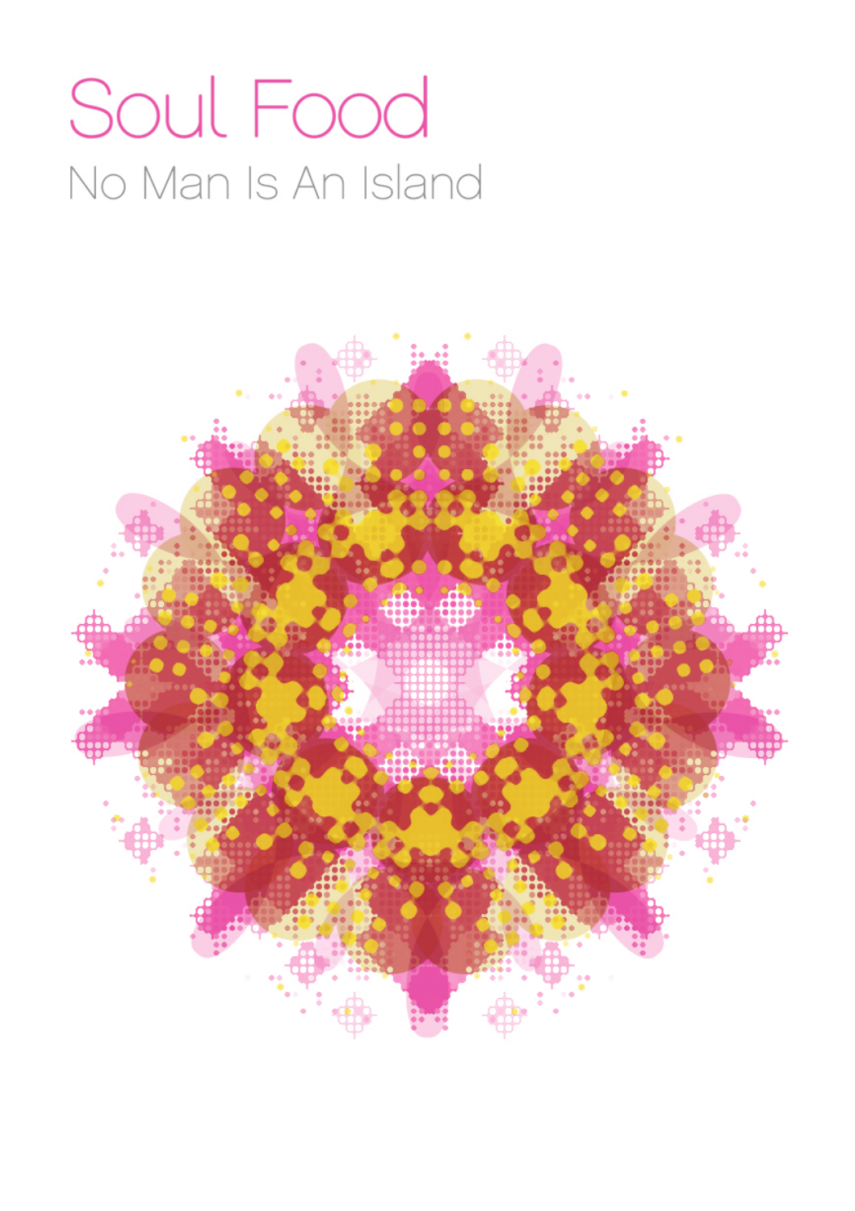# Soul Food

## No Man Is An Island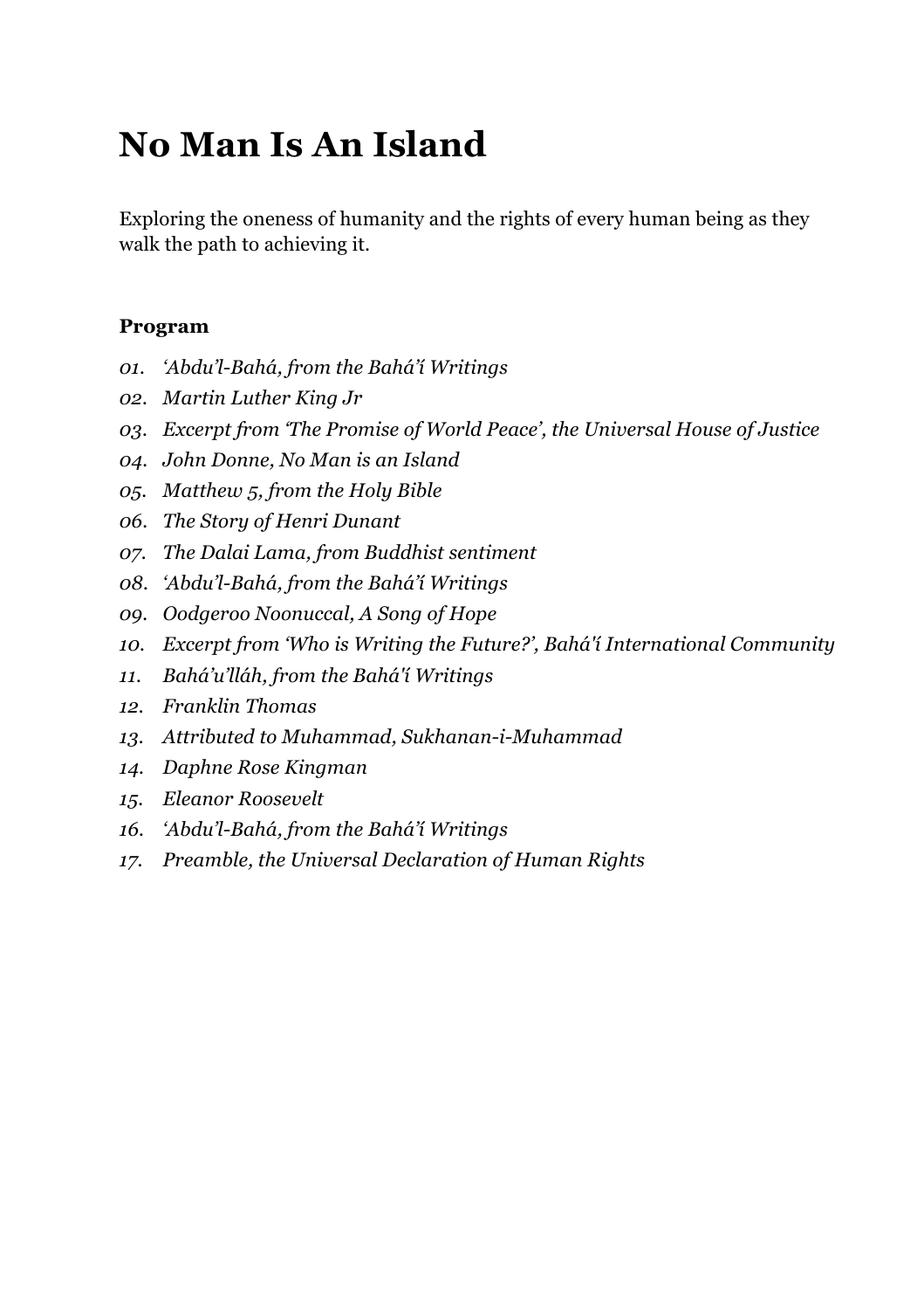# No Man Is An Island

Exploring the oneness of humanity and the rights of every human being as they walk the path to achieving it.

**Program**

*01. 'Abdu'l-Bahá, from the Bahá'í Writings*
*02. Martin Luther King Jr*
*03. Excerpt from 'The Promise of World Peace', the Universal House of Justice*
*04. John Donne, No Man is an Island*
*05. Matthew 5, from the Holy Bible*
*06. The Story of Henri Dunant*
*07. The Dalai Lama, from Buddhist sentiment*
*08. 'Abdu'l-Bahá, from the Bahá'í Writings*
*09. Oodgeroo Noonuccal, A Song of Hope*
*10. Excerpt from 'Who is Writing the Future?', Bahá'í International Community*
*11. Bahá'u'lláh, from the Bahá'í Writings*
*12. Franklin Thomas*
*13. Attributed to Muhammad, Sukhanan-i-Muhammad*
*14. Daphne Rose Kingman*
*15. Eleanor Roosevelt*
*16. 'Abdu'l-Bahá, from the Bahá'í Writings*
*17. Preamble, the Universal Declaration of Human Rights*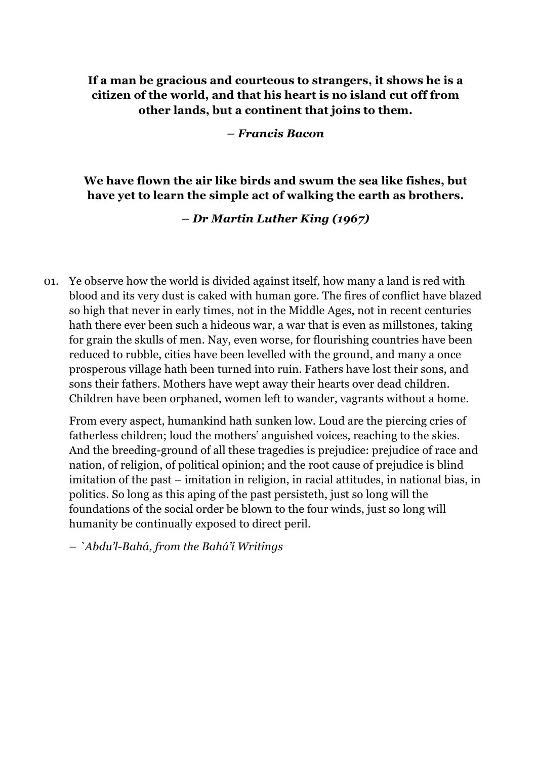**If a man be gracious and courteous to strangers, it shows he is a citizen of the world, and that his heart is no island cut off from other lands, but a continent that joins to them.**

***– Francis Bacon***

**We have flown the air like birds and swum the sea like fishes, but have yet to learn the simple act of walking the earth as brothers.**

***– Dr Martin Luther King (1967)***

01. Ye observe how the world is divided against itself, how many a land is red with blood and its very dust is caked with human gore. The fires of conflict have blazed so high that never in early times, not in the Middle Ages, not in recent centuries hath there ever been such a hideous war, a war that is even as millstones, taking for grain the skulls of men. Nay, even worse, for flourishing countries have been reduced to rubble, cities have been levelled with the ground, and many a once prosperous village hath been turned into ruin. Fathers have lost their sons, and sons their fathers. Mothers have wept away their hearts over dead children. Children have been orphaned, women left to wander, vagrants without a home.

    From every aspect, humankind hath sunken low. Loud are the piercing cries of fatherless children; loud the mothers' anguished voices, reaching to the skies. And the breeding-ground of all these tragedies is prejudice: prejudice of race and nation, of religion, of political opinion; and the root cause of prejudice is blind imitation of the past – imitation in religion, in racial attitudes, in national bias, in politics. So long as this aping of the past persisteth, just so long will the foundations of the social order be blown to the four winds, just so long will humanity be continually exposed to direct peril.

    – *`Abdu'l-Bahá, from the Bahá'í Writings*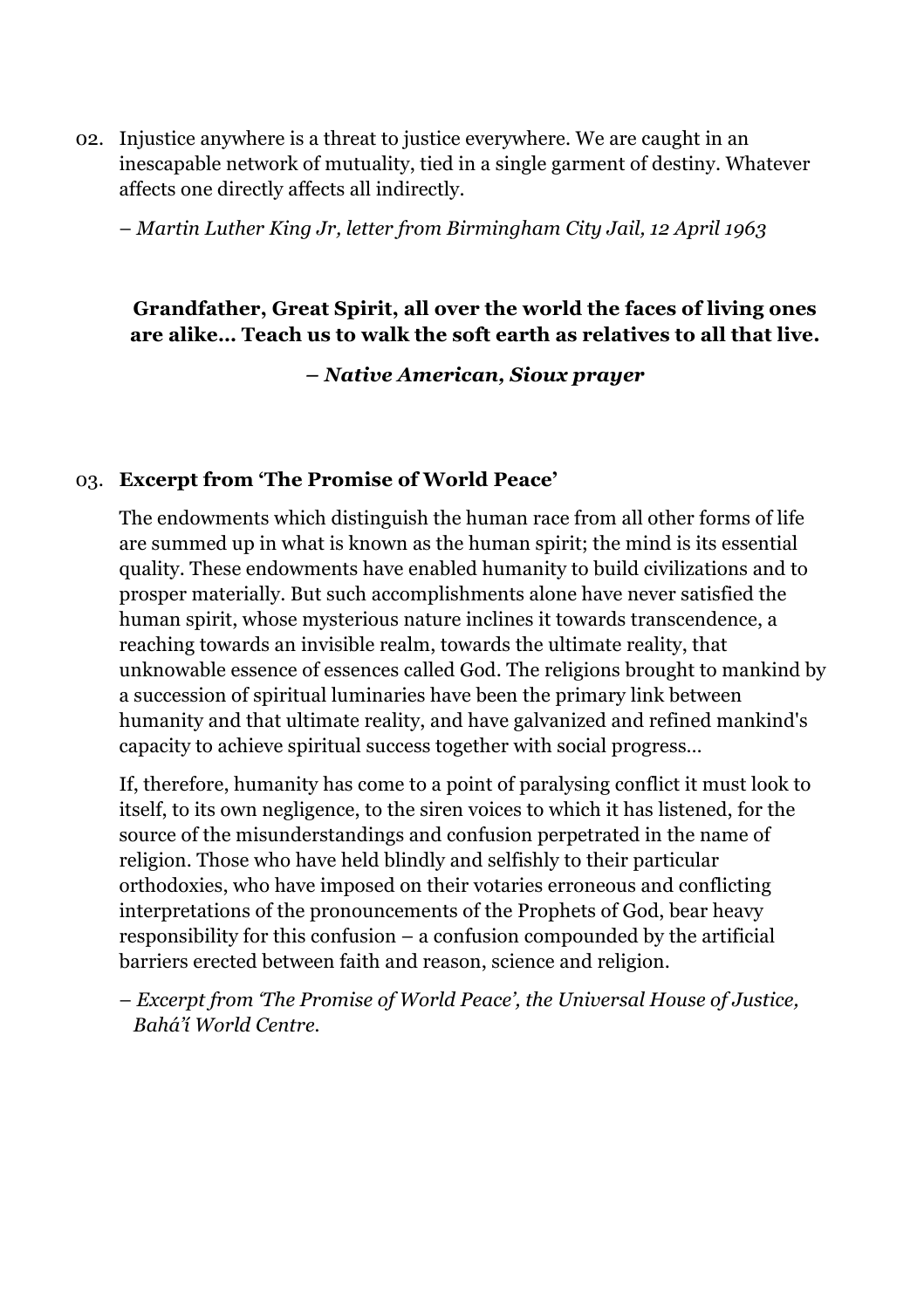02. Injustice anywhere is a threat to justice everywhere. We are caught in an inescapable network of mutuality, tied in a single garment of destiny. Whatever affects one directly affects all indirectly.

    *– Martin Luther King Jr, letter from Birmingham City Jail, 12 April 1963*

**Grandfather, Great Spirit, all over the world the faces of living ones are alike… Teach us to walk the soft earth as relatives to all that live.**

***– Native American, Sioux prayer***

03. **Excerpt from 'The Promise of World Peace'**

    The endowments which distinguish the human race from all other forms of life are summed up in what is known as the human spirit; the mind is its essential quality. These endowments have enabled humanity to build civilizations and to prosper materially. But such accomplishments alone have never satisfied the human spirit, whose mysterious nature inclines it towards transcendence, a reaching towards an invisible realm, towards the ultimate reality, that unknowable essence of essences called God. The religions brought to mankind by a succession of spiritual luminaries have been the primary link between humanity and that ultimate reality, and have galvanized and refined mankind's capacity to achieve spiritual success together with social progress…

    If, therefore, humanity has come to a point of paralysing conflict it must look to itself, to its own negligence, to the siren voices to which it has listened, for the source of the misunderstandings and confusion perpetrated in the name of religion. Those who have held blindly and selfishly to their particular orthodoxies, who have imposed on their votaries erroneous and conflicting interpretations of the pronouncements of the Prophets of God, bear heavy responsibility for this confusion – a confusion compounded by the artificial barriers erected between faith and reason, science and religion.

    *– Excerpt from 'The Promise of World Peace', the Universal House of Justice, Bahá'í World Centre.*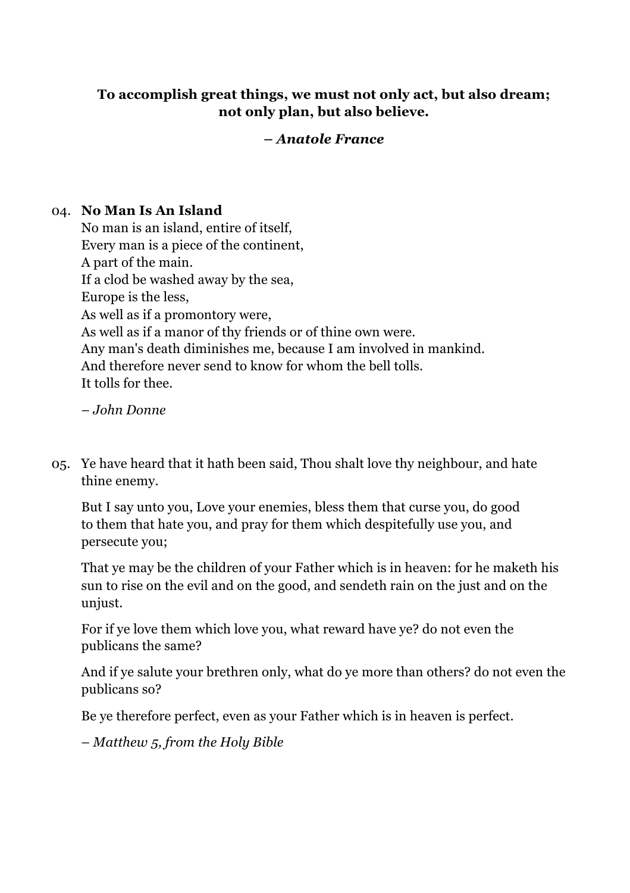**To accomplish great things, we must not only act, but also dream; not only plan, but also believe.**

***– Anatole France***

04. **No Man Is An Island**
    No man is an island, entire of itself,
    Every man is a piece of the continent,
    A part of the main.
    If a clod be washed away by the sea,
    Europe is the less,
    As well as if a promontory were,
    As well as if a manor of thy friends or of thine own were.
    Any man's death diminishes me, because I am involved in mankind.
    And therefore never send to know for whom the bell tolls.
    It tolls for thee.

    *– John Donne*

05. Ye have heard that it hath been said, Thou shalt love thy neighbour, and hate thine enemy.

    But I say unto you, Love your enemies, bless them that curse you, do good to them that hate you, and pray for them which despitefully use you, and persecute you;

    That ye may be the children of your Father which is in heaven: for he maketh his sun to rise on the evil and on the good, and sendeth rain on the just and on the unjust.

    For if ye love them which love you, what reward have ye? do not even the publicans the same?

    And if ye salute your brethren only, what do ye more than others? do not even the publicans so?

    Be ye therefore perfect, even as your Father which is in heaven is perfect.

    *– Matthew 5, from the Holy Bible*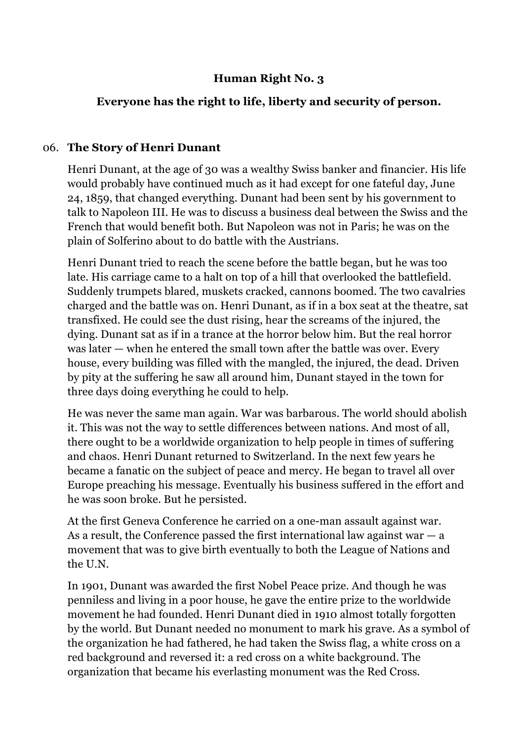**Human Right No. 3**

**Everyone has the right to life, liberty and security of person.**

## 06. The Story of Henri Dunant

Henri Dunant, at the age of 30 was a wealthy Swiss banker and financier. His life would probably have continued much as it had except for one fateful day, June 24, 1859, that changed everything. Dunant had been sent by his government to talk to Napoleon III. He was to discuss a business deal between the Swiss and the French that would benefit both. But Napoleon was not in Paris; he was on the plain of Solferino about to do battle with the Austrians.

Henri Dunant tried to reach the scene before the battle began, but he was too late. His carriage came to a halt on top of a hill that overlooked the battlefield. Suddenly trumpets blared, muskets cracked, cannons boomed. The two cavalries charged and the battle was on. Henri Dunant, as if in a box seat at the theatre, sat transfixed. He could see the dust rising, hear the screams of the injured, the dying. Dunant sat as if in a trance at the horror below him. But the real horror was later — when he entered the small town after the battle was over. Every house, every building was filled with the mangled, the injured, the dead. Driven by pity at the suffering he saw all around him, Dunant stayed in the town for three days doing everything he could to help.

He was never the same man again. War was barbarous. The world should abolish it. This was not the way to settle differences between nations. And most of all, there ought to be a worldwide organization to help people in times of suffering and chaos. Henri Dunant returned to Switzerland. In the next few years he became a fanatic on the subject of peace and mercy. He began to travel all over Europe preaching his message. Eventually his business suffered in the effort and he was soon broke. But he persisted.

At the first Geneva Conference he carried on a one-man assault against war. As a result, the Conference passed the first international law against war — a movement that was to give birth eventually to both the League of Nations and the U.N.

In 1901, Dunant was awarded the first Nobel Peace prize. And though he was penniless and living in a poor house, he gave the entire prize to the worldwide movement he had founded. Henri Dunant died in 1910 almost totally forgotten by the world. But Dunant needed no monument to mark his grave. As a symbol of the organization he had fathered, he had taken the Swiss flag, a white cross on a red background and reversed it: a red cross on a white background. The organization that became his everlasting monument was the Red Cross.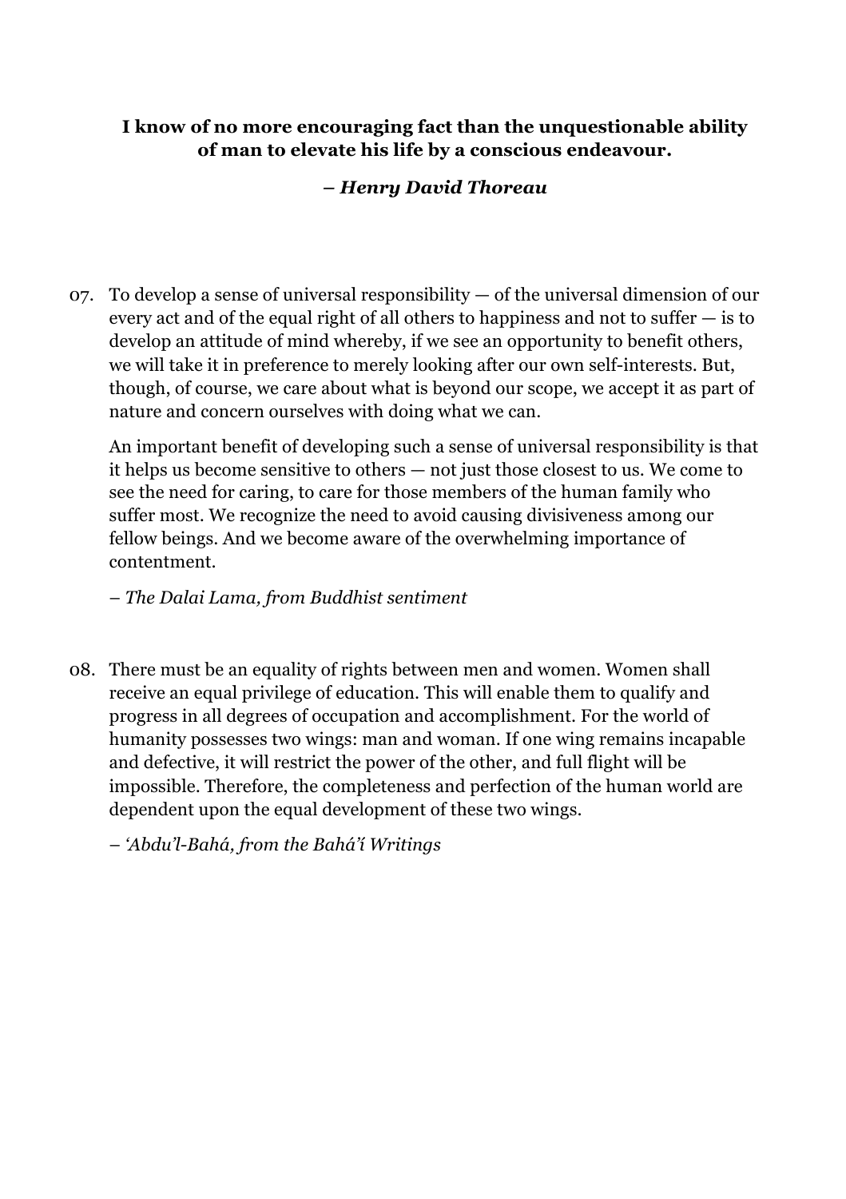**I know of no more encouraging fact than the unquestionable ability of man to elevate his life by a conscious endeavour.**

***– Henry David Thoreau***

07. To develop a sense of universal responsibility — of the universal dimension of our every act and of the equal right of all others to happiness and not to suffer — is to develop an attitude of mind whereby, if we see an opportunity to benefit others, we will take it in preference to merely looking after our own self-interests. But, though, of course, we care about what is beyond our scope, we accept it as part of nature and concern ourselves with doing what we can.

    An important benefit of developing such a sense of universal responsibility is that it helps us become sensitive to others — not just those closest to us. We come to see the need for caring, to care for those members of the human family who suffer most. We recognize the need to avoid causing divisiveness among our fellow beings. And we become aware of the overwhelming importance of contentment.

    *– The Dalai Lama, from Buddhist sentiment*

08. There must be an equality of rights between men and women. Women shall receive an equal privilege of education. This will enable them to qualify and progress in all degrees of occupation and accomplishment. For the world of humanity possesses two wings: man and woman. If one wing remains incapable and defective, it will restrict the power of the other, and full flight will be impossible. Therefore, the completeness and perfection of the human world are dependent upon the equal development of these two wings.

    *– 'Abdu'l-Bahá, from the Bahá'í Writings*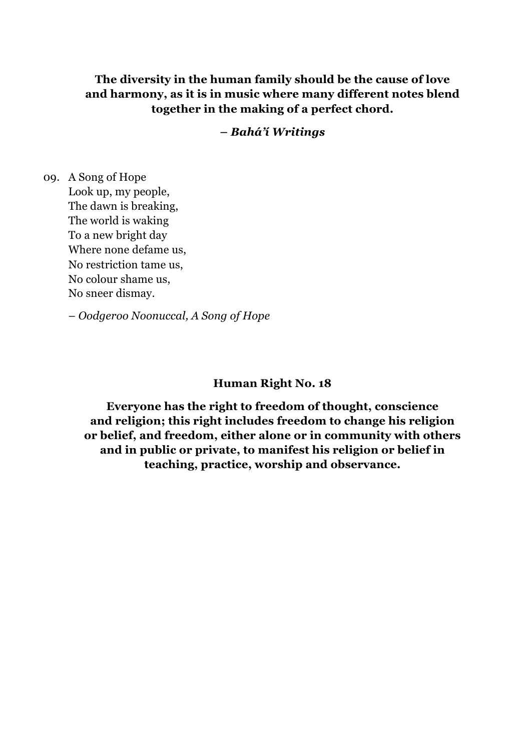**The diversity in the human family should be the cause of love and harmony, as it is in music where many different notes blend together in the making of a perfect chord.**

***– Bahá'í Writings***

09. A Song of Hope
    Look up, my people,
    The dawn is breaking,
    The world is waking
    To a new bright day
    Where none defame us,
    No restriction tame us,
    No colour shame us,
    No sneer dismay.

    *– Oodgeroo Noonuccal, A Song of Hope*

**Human Right No. 18**

**Everyone has the right to freedom of thought, conscience and religion; this right includes freedom to change his religion or belief, and freedom, either alone or in community with others and in public or private, to manifest his religion or belief in teaching, practice, worship and observance.**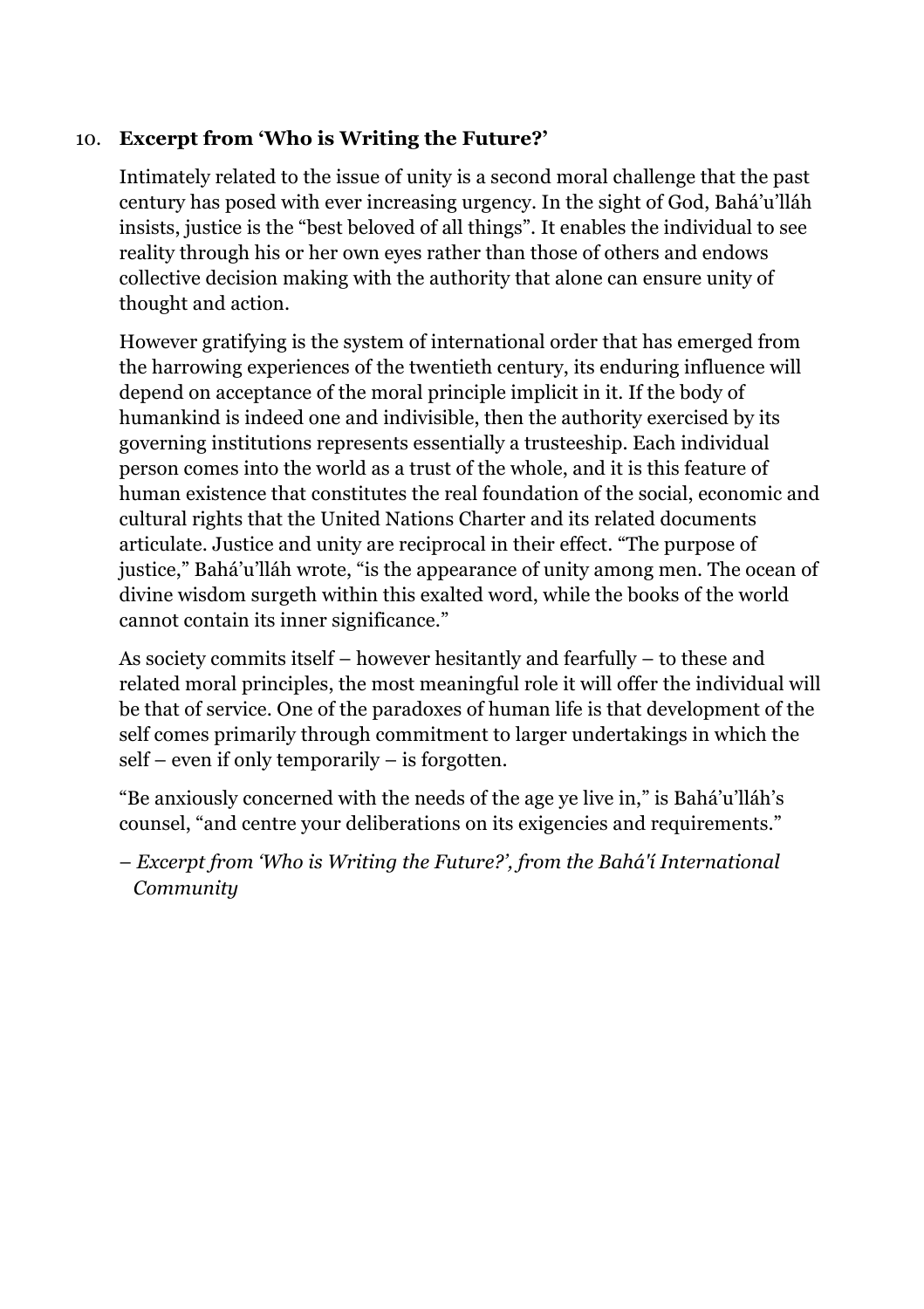10. **Excerpt from 'Who is Writing the Future?'**

Intimately related to the issue of unity is a second moral challenge that the past century has posed with ever increasing urgency. In the sight of God, Bahá'u'lláh insists, justice is the "best beloved of all things". It enables the individual to see reality through his or her own eyes rather than those of others and endows collective decision making with the authority that alone can ensure unity of thought and action.

However gratifying is the system of international order that has emerged from the harrowing experiences of the twentieth century, its enduring influence will depend on acceptance of the moral principle implicit in it. If the body of humankind is indeed one and indivisible, then the authority exercised by its governing institutions represents essentially a trusteeship. Each individual person comes into the world as a trust of the whole, and it is this feature of human existence that constitutes the real foundation of the social, economic and cultural rights that the United Nations Charter and its related documents articulate. Justice and unity are reciprocal in their effect. "The purpose of justice," Bahá'u'lláh wrote, "is the appearance of unity among men. The ocean of divine wisdom surgeth within this exalted word, while the books of the world cannot contain its inner significance."

As society commits itself – however hesitantly and fearfully – to these and related moral principles, the most meaningful role it will offer the individual will be that of service. One of the paradoxes of human life is that development of the self comes primarily through commitment to larger undertakings in which the self – even if only temporarily – is forgotten.

"Be anxiously concerned with the needs of the age ye live in," is Bahá'u'lláh's counsel, "and centre your deliberations on its exigencies and requirements."

*– Excerpt from 'Who is Writing the Future?', from the Bahá'í International Community*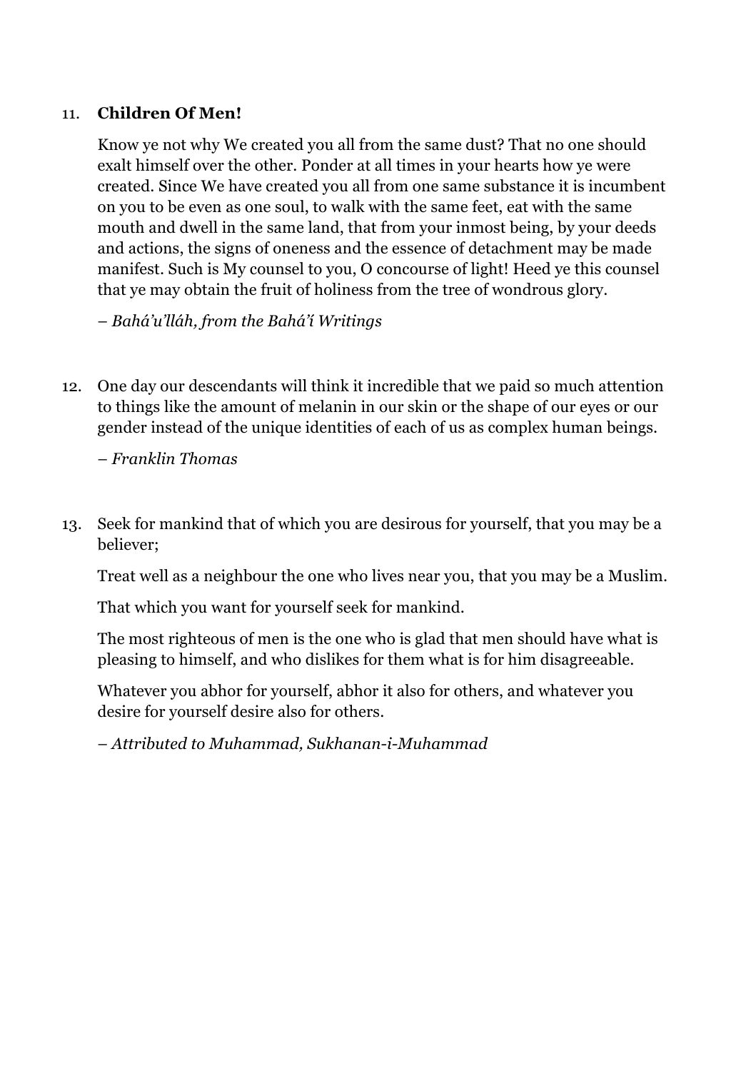11. **Children Of Men!**

    Know ye not why We created you all from the same dust? That no one should exalt himself over the other. Ponder at all times in your hearts how ye were created. Since We have created you all from one same substance it is incumbent on you to be even as one soul, to walk with the same feet, eat with the same mouth and dwell in the same land, that from your inmost being, by your deeds and actions, the signs of oneness and the essence of detachment may be made manifest. Such is My counsel to you, O concourse of light! Heed ye this counsel that ye may obtain the fruit of holiness from the tree of wondrous glory.

    *– Bahá'u'lláh, from the Bahá'í Writings*

12. One day our descendants will think it incredible that we paid so much attention to things like the amount of melanin in our skin or the shape of our eyes or our gender instead of the unique identities of each of us as complex human beings.

    *– Franklin Thomas*

13. Seek for mankind that of which you are desirous for yourself, that you may be a believer;

    Treat well as a neighbour the one who lives near you, that you may be a Muslim.

    That which you want for yourself seek for mankind.

    The most righteous of men is the one who is glad that men should have what is pleasing to himself, and who dislikes for them what is for him disagreeable.

    Whatever you abhor for yourself, abhor it also for others, and whatever you desire for yourself desire also for others.

    *– Attributed to Muhammad, Sukhanan-i-Muhammad*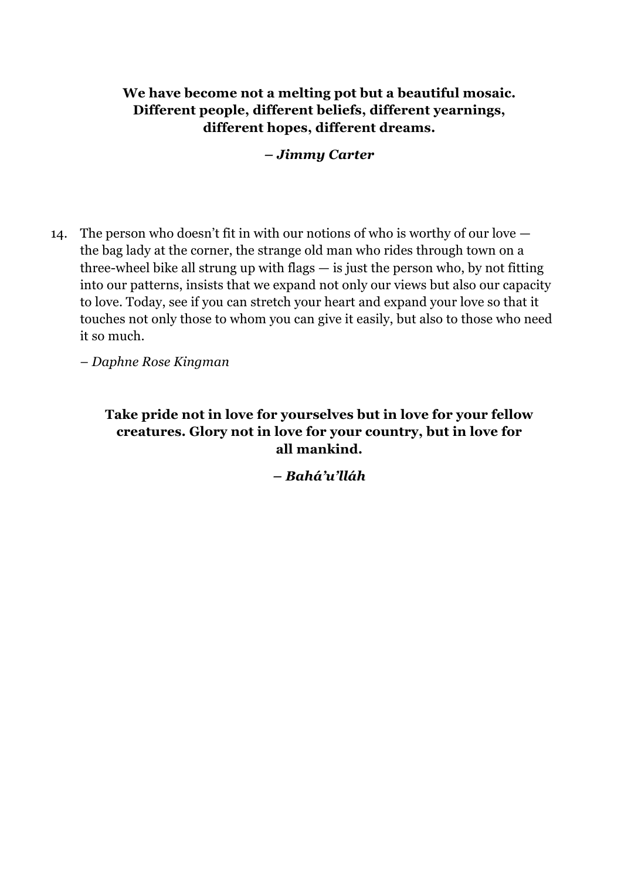**We have become not a melting pot but a beautiful mosaic. Different people, different beliefs, different yearnings, different hopes, different dreams.**

***– Jimmy Carter***

14. The person who doesn't fit in with our notions of who is worthy of our love — the bag lady at the corner, the strange old man who rides through town on a three-wheel bike all strung up with flags — is just the person who, by not fitting into our patterns, insists that we expand not only our views but also our capacity to love. Today, see if you can stretch your heart and expand your love so that it touches not only those to whom you can give it easily, but also to those who need it so much.

    *– Daphne Rose Kingman*

**Take pride not in love for yourselves but in love for your fellow creatures. Glory not in love for your country, but in love for all mankind.**

***– Bahá'u'lláh***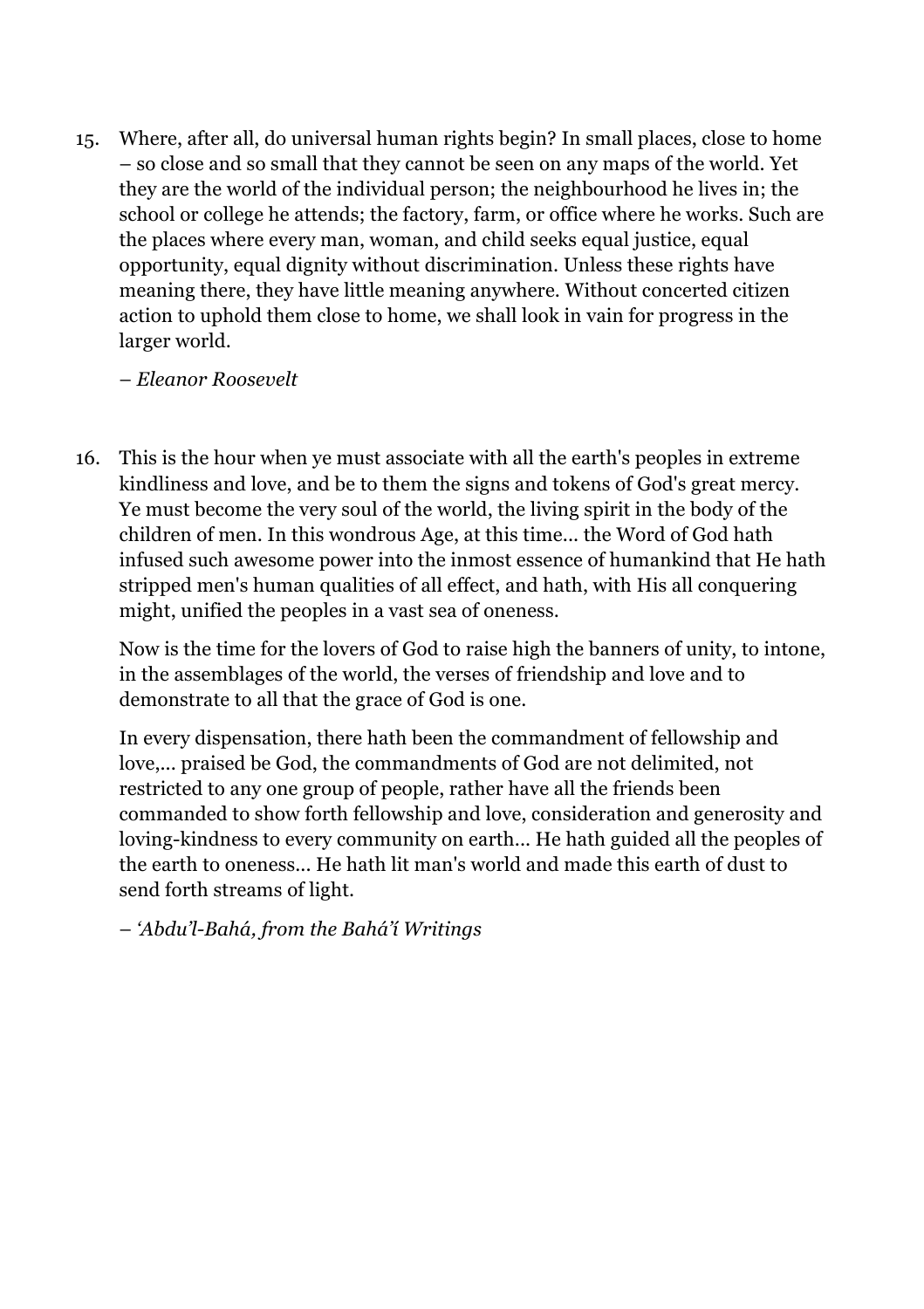15. Where, after all, do universal human rights begin? In small places, close to home – so close and so small that they cannot be seen on any maps of the world. Yet they are the world of the individual person; the neighbourhood he lives in; the school or college he attends; the factory, farm, or office where he works. Such are the places where every man, woman, and child seeks equal justice, equal opportunity, equal dignity without discrimination. Unless these rights have meaning there, they have little meaning anywhere. Without concerted citizen action to uphold them close to home, we shall look in vain for progress in the larger world.

    *– Eleanor Roosevelt*

16. This is the hour when ye must associate with all the earth's peoples in extreme kindliness and love, and be to them the signs and tokens of God's great mercy. Ye must become the very soul of the world, the living spirit in the body of the children of men. In this wondrous Age, at this time... the Word of God hath infused such awesome power into the inmost essence of humankind that He hath stripped men's human qualities of all effect, and hath, with His all conquering might, unified the peoples in a vast sea of oneness.

    Now is the time for the lovers of God to raise high the banners of unity, to intone, in the assemblages of the world, the verses of friendship and love and to demonstrate to all that the grace of God is one.

    In every dispensation, there hath been the commandment of fellowship and love,... praised be God, the commandments of God are not delimited, not restricted to any one group of people, rather have all the friends been commanded to show forth fellowship and love, consideration and generosity and loving-kindness to every community on earth... He hath guided all the peoples of the earth to oneness... He hath lit man's world and made this earth of dust to send forth streams of light.

    *– 'Abdu'l-Bahá, from the Bahá'í Writings*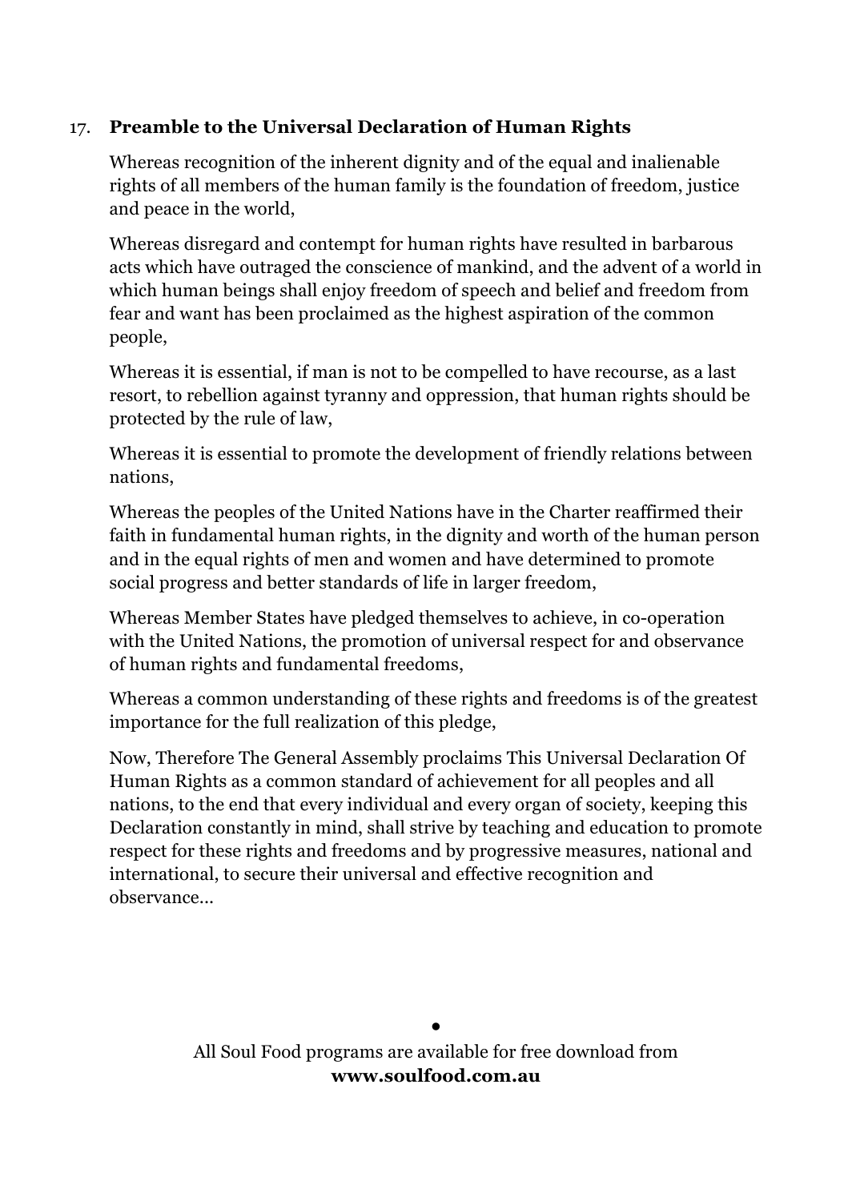17. **Preamble to the Universal Declaration of Human Rights**

Whereas recognition of the inherent dignity and of the equal and inalienable rights of all members of the human family is the foundation of freedom, justice and peace in the world,

Whereas disregard and contempt for human rights have resulted in barbarous acts which have outraged the conscience of mankind, and the advent of a world in which human beings shall enjoy freedom of speech and belief and freedom from fear and want has been proclaimed as the highest aspiration of the common people,

Whereas it is essential, if man is not to be compelled to have recourse, as a last resort, to rebellion against tyranny and oppression, that human rights should be protected by the rule of law,

Whereas it is essential to promote the development of friendly relations between nations,

Whereas the peoples of the United Nations have in the Charter reaffirmed their faith in fundamental human rights, in the dignity and worth of the human person and in the equal rights of men and women and have determined to promote social progress and better standards of life in larger freedom,

Whereas Member States have pledged themselves to achieve, in co-operation with the United Nations, the promotion of universal respect for and observance of human rights and fundamental freedoms,

Whereas a common understanding of these rights and freedoms is of the greatest importance for the full realization of this pledge,

Now, Therefore The General Assembly proclaims This Universal Declaration Of Human Rights as a common standard of achievement for all peoples and all nations, to the end that every individual and every organ of society, keeping this Declaration constantly in mind, shall strive by teaching and education to promote respect for these rights and freedoms and by progressive measures, national and international, to secure their universal and effective recognition and observance...

•

All Soul Food programs are available for free download from
**www.soulfood.com.au**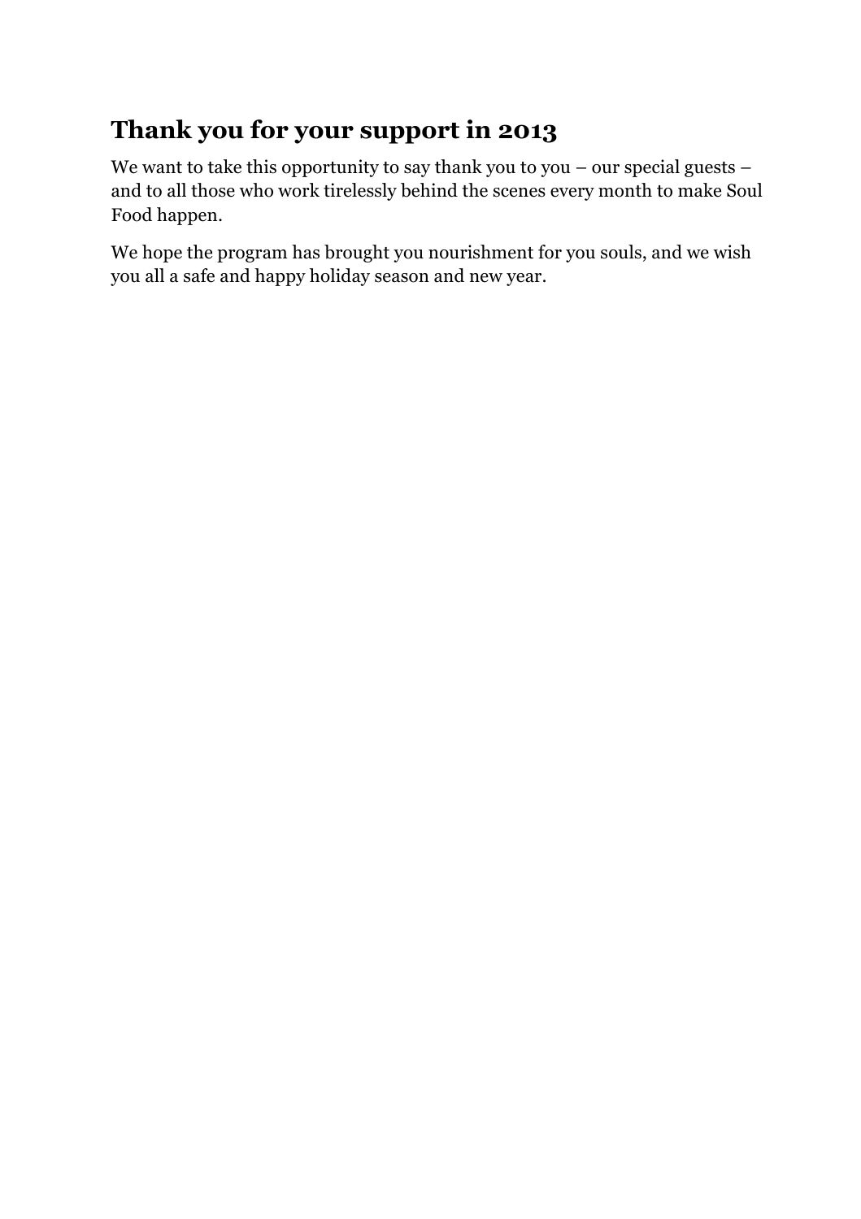## Thank you for your support in 2013

We want to take this opportunity to say thank you to you – our special guests – and to all those who work tirelessly behind the scenes every month to make Soul Food happen.

We hope the program has brought you nourishment for you souls, and we wish you all a safe and happy holiday season and new year.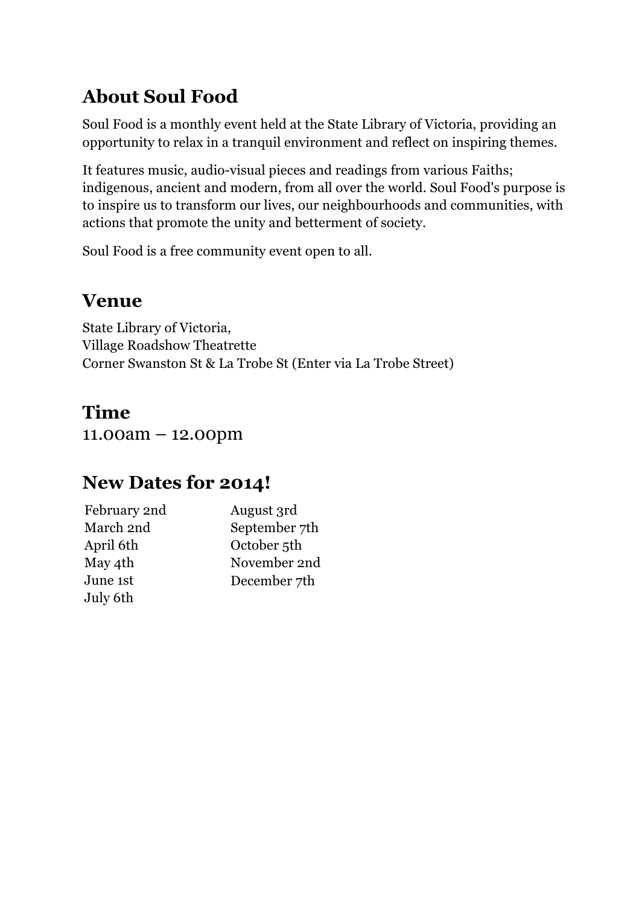## About Soul Food

Soul Food is a monthly event held at the State Library of Victoria, providing an opportunity to relax in a tranquil environment and reflect on inspiring themes.

It features music, audio-visual pieces and readings from various Faiths; indigenous, ancient and modern, from all over the world. Soul Food's purpose is to inspire us to transform our lives, our neighbourhoods and communities, with actions that promote the unity and betterment of society.

Soul Food is a free community event open to all.

## Venue

State Library of Victoria,  
Village Roadshow Theatrette  
Corner Swanston St & La Trobe St (Enter via La Trobe Street)

## Time

11.00am – 12.00pm

## New Dates for 2014!

| | |
|---|---|
| February 2nd | August 3rd |
| March 2nd | September 7th |
| April 6th | October 5th |
| May 4th | November 2nd |
| June 1st | December 7th |
| July 6th | |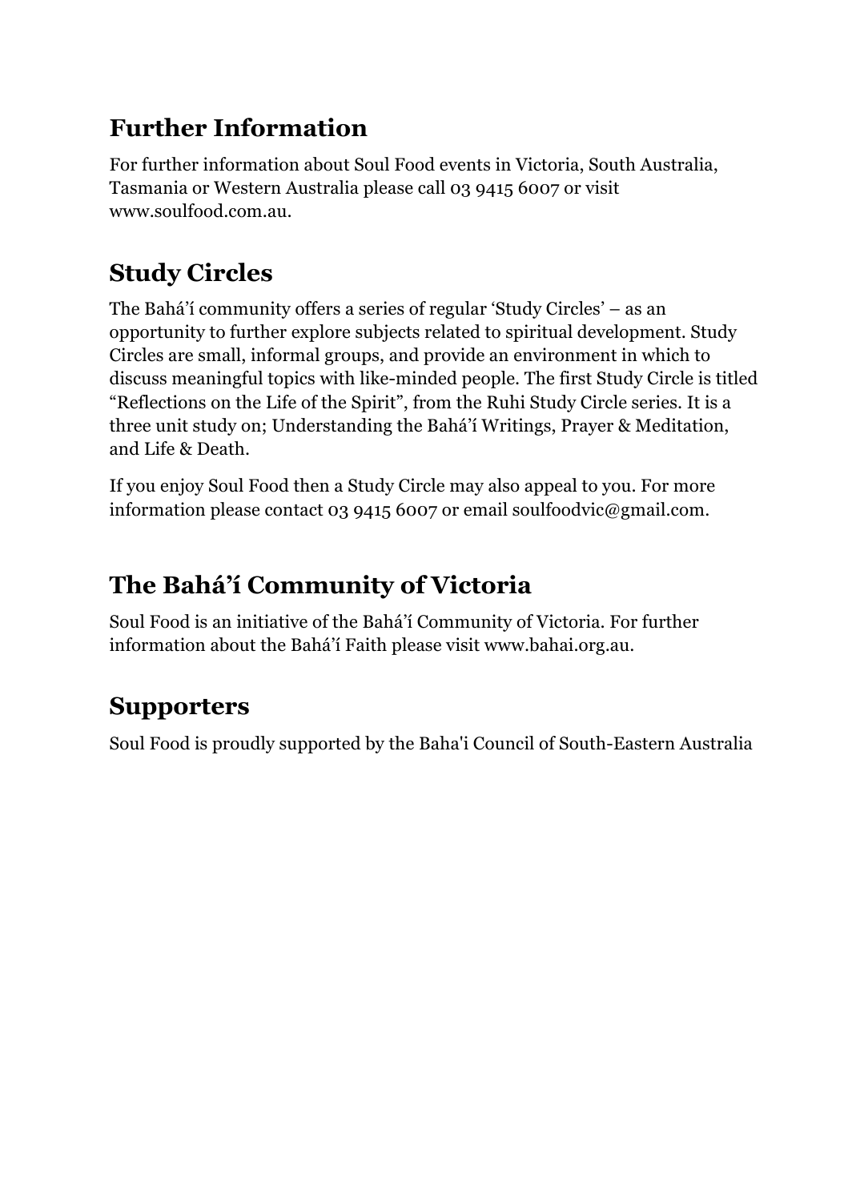## Further Information

For further information about Soul Food events in Victoria, South Australia, Tasmania or Western Australia please call 03 9415 6007 or visit www.soulfood.com.au.

## Study Circles

The Bahá'í community offers a series of regular 'Study Circles' – as an opportunity to further explore subjects related to spiritual development. Study Circles are small, informal groups, and provide an environment in which to discuss meaningful topics with like-minded people. The first Study Circle is titled "Reflections on the Life of the Spirit", from the Ruhi Study Circle series. It is a three unit study on; Understanding the Bahá'í Writings, Prayer & Meditation, and Life & Death.

If you enjoy Soul Food then a Study Circle may also appeal to you. For more information please contact 03 9415 6007 or email soulfoodvic@gmail.com.

## The Bahá'í Community of Victoria

Soul Food is an initiative of the Bahá'í Community of Victoria. For further information about the Bahá'í Faith please visit www.bahai.org.au.

## Supporters

Soul Food is proudly supported by the Baha'i Council of South-Eastern Australia